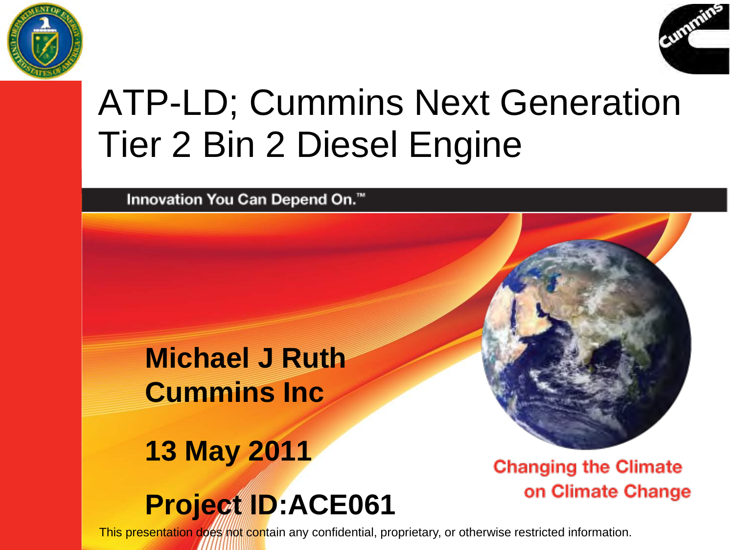# ATP-LD; Cummins Next Generation Tier 2 Bin 2 Diesel Engine

Innovation You Can Depend On.™

**Michael J Ruth**
**Cummins Inc**

**13 May 2011**

**Project ID:ACE061**

Changing the Climate on Climate Change

This presentation does not contain any confidential, proprietary, or otherwise restricted information.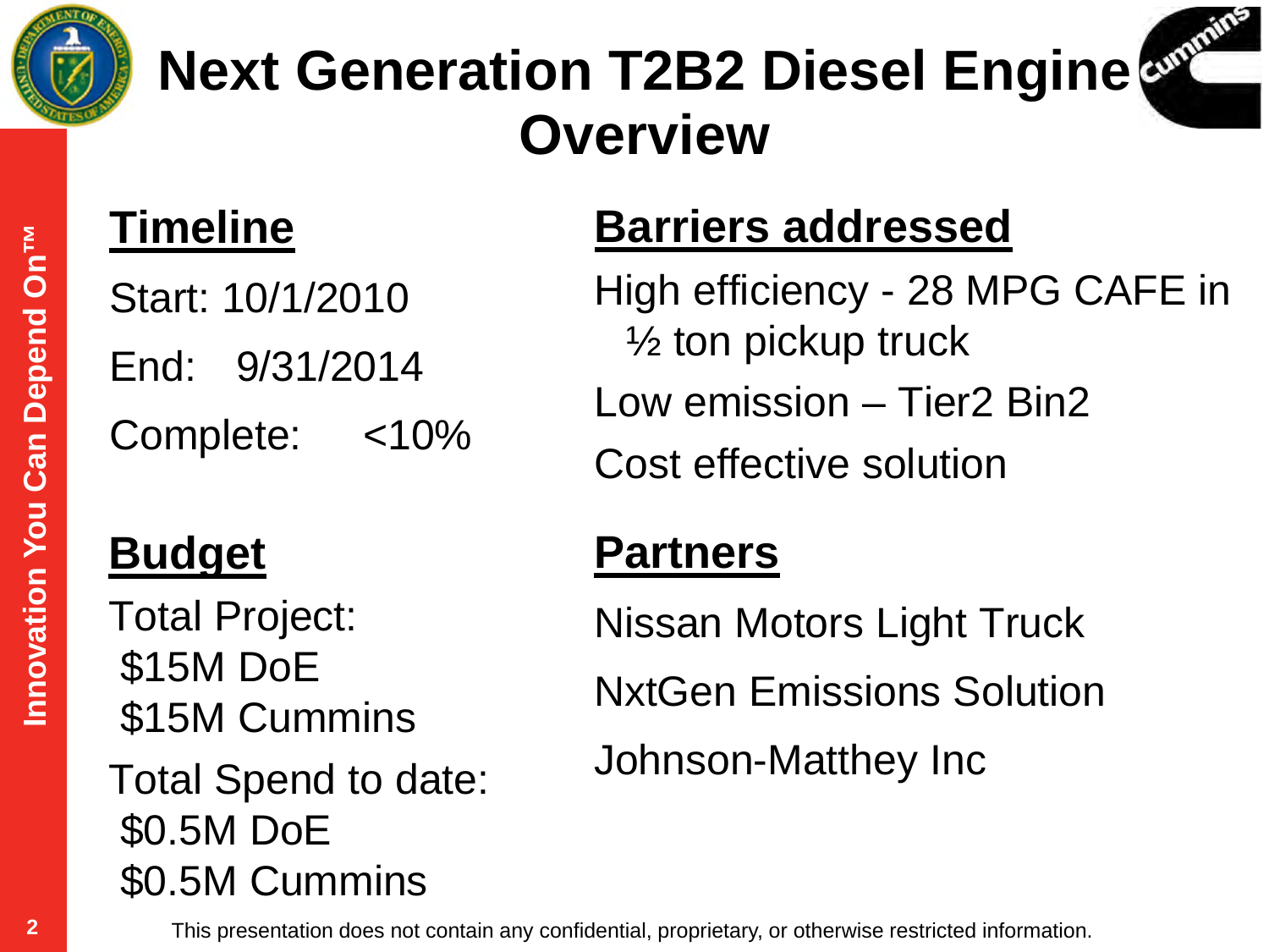# Next Generation T2B2 Diesel Engine Overview

## Timeline

Start: 10/1/2010

End: 9/31/2014

Complete: <10%

## Budget

Total Project:
- $15M DoE
- $15M Cummins

Total Spend to date:
- $0.5M DoE
- $0.5M Cummins

## Barriers addressed

High efficiency - 28 MPG CAFE in ½ ton pickup truck

Low emission – Tier2 Bin2

Cost effective solution

## Partners

Nissan Motors Light Truck

NxtGen Emissions Solution

Johnson-Matthey Inc

This presentation does not contain any confidential, proprietary, or otherwise restricted information.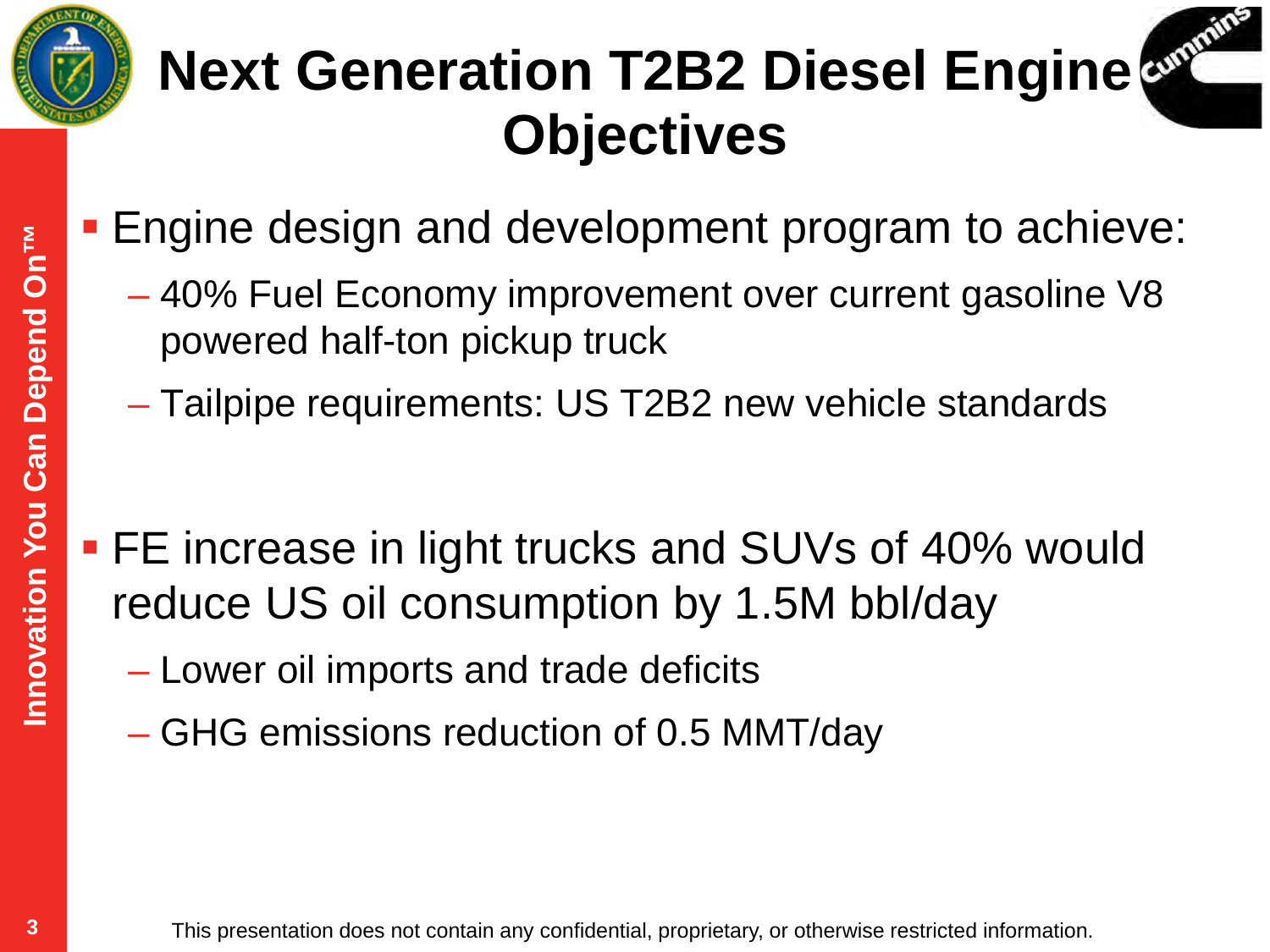# Next Generation T2B2 Diesel Engine Objectives

- Engine design and development program to achieve:
  - 40% Fuel Economy improvement over current gasoline V8 powered half-ton pickup truck
  - Tailpipe requirements: US T2B2 new vehicle standards

- FE increase in light trucks and SUVs of 40% would reduce US oil consumption by 1.5M bbl/day
  - Lower oil imports and trade deficits
  - GHG emissions reduction of 0.5 MMT/day

This presentation does not contain any confidential, proprietary, or otherwise restricted information.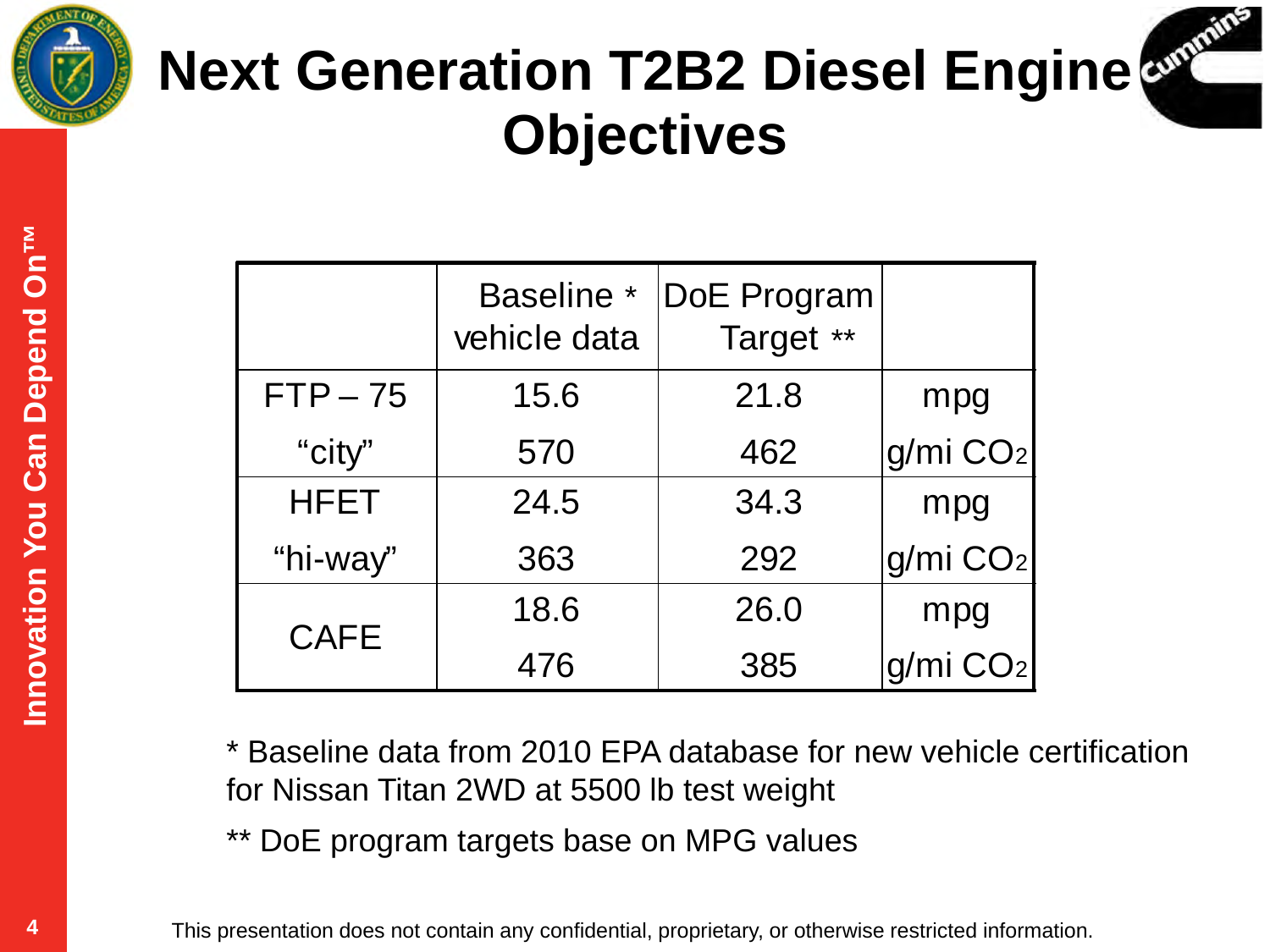# Next Generation T2B2 Diesel Engine Objectives

| | Baseline * vehicle data | DoE Program Target ** | |
|---|---|---|---|
| FTP – 75 | 15.6 | 21.8 | mpg |
| “city” | 570 | 462 | g/mi $CO_2$ |
| HFET | 24.5 | 34.3 | mpg |
| “hi-way” | 363 | 292 | g/mi $CO_2$ |
| CAFE | 18.6 | 26.0 | mpg |
| | 476 | 385 | g/mi $CO_2$ |

\* Baseline data from 2010 EPA database for new vehicle certification for Nissan Titan 2WD at 5500 lb test weight

** DoE program targets base on MPG values

This presentation does not contain any confidential, proprietary, or otherwise restricted information.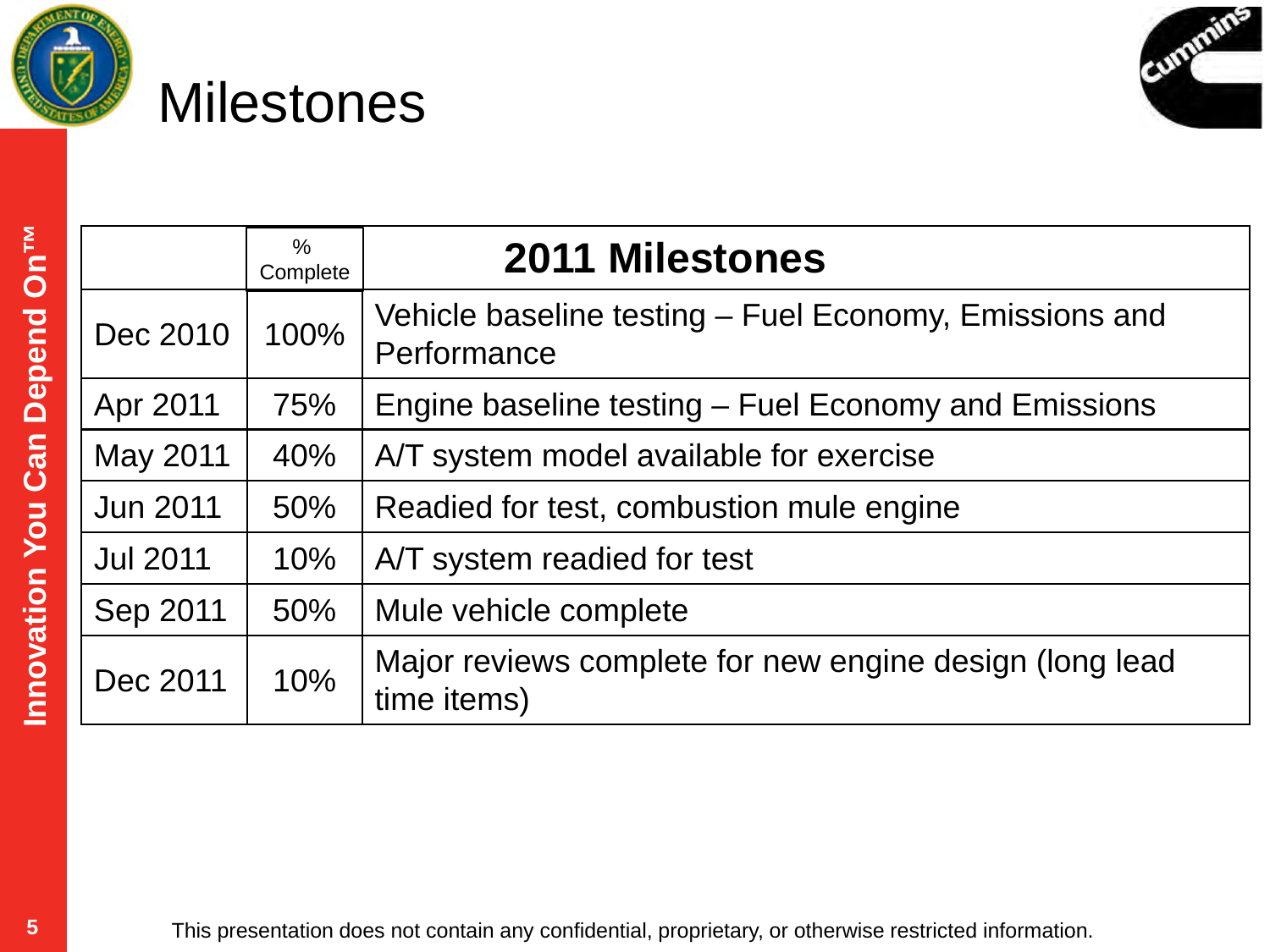# Milestones

| | % Complete | 2011 Milestones |
|---|---|---|
| Dec 2010 | 100% | Vehicle baseline testing – Fuel Economy, Emissions and Performance |
| Apr 2011 | 75% | Engine baseline testing – Fuel Economy and Emissions |
| May 2011 | 40% | A/T system model available for exercise |
| Jun 2011 | 50% | Readied for test, combustion mule engine |
| Jul 2011 | 10% | A/T system readied for test |
| Sep 2011 | 50% | Mule vehicle complete |
| Dec 2011 | 10% | Major reviews complete for new engine design (long lead time items) |

This presentation does not contain any confidential, proprietary, or otherwise restricted information.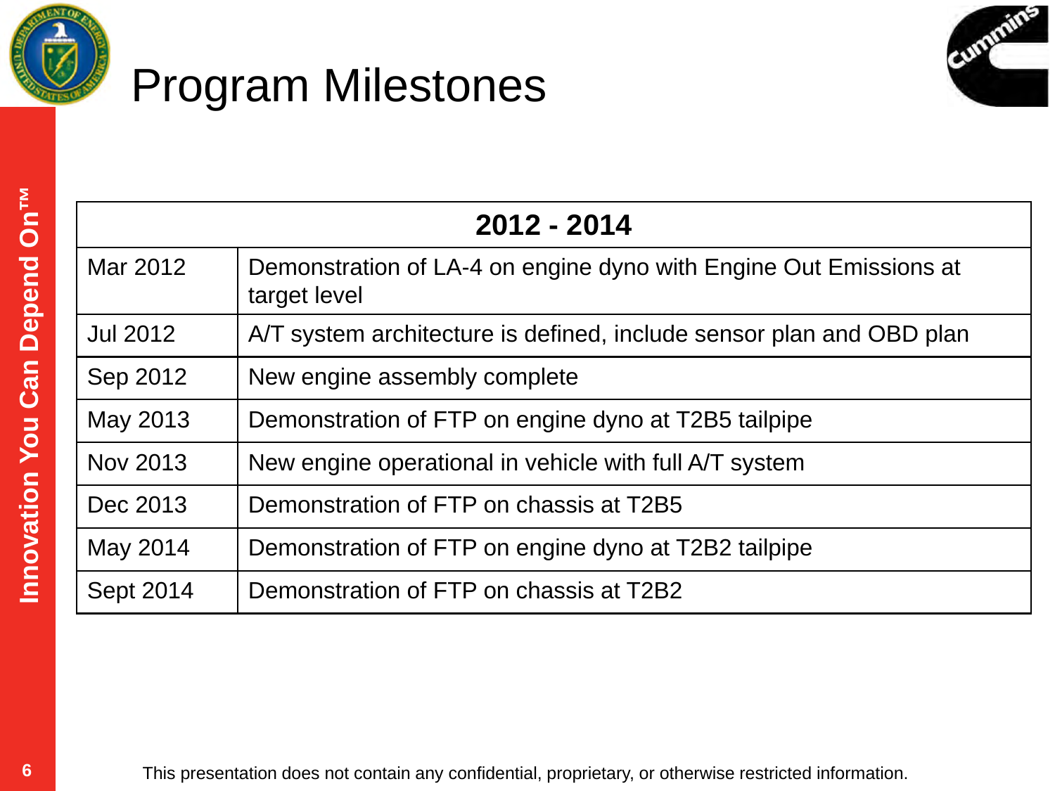# Program Milestones

| 2012 - 2014 | |
|---|---|
| Mar 2012 | Demonstration of LA-4 on engine dyno with Engine Out Emissions at target level |
| Jul 2012 | A/T system architecture is defined, include sensor plan and OBD plan |
| Sep 2012 | New engine assembly complete |
| May 2013 | Demonstration of FTP on engine dyno at T2B5 tailpipe |
| Nov 2013 | New engine operational in vehicle with full A/T system |
| Dec 2013 | Demonstration of FTP on chassis at T2B5 |
| May 2014 | Demonstration of FTP on engine dyno at T2B2 tailpipe |
| Sept 2014 | Demonstration of FTP on chassis at T2B2 |

This presentation does not contain any confidential, proprietary, or otherwise restricted information.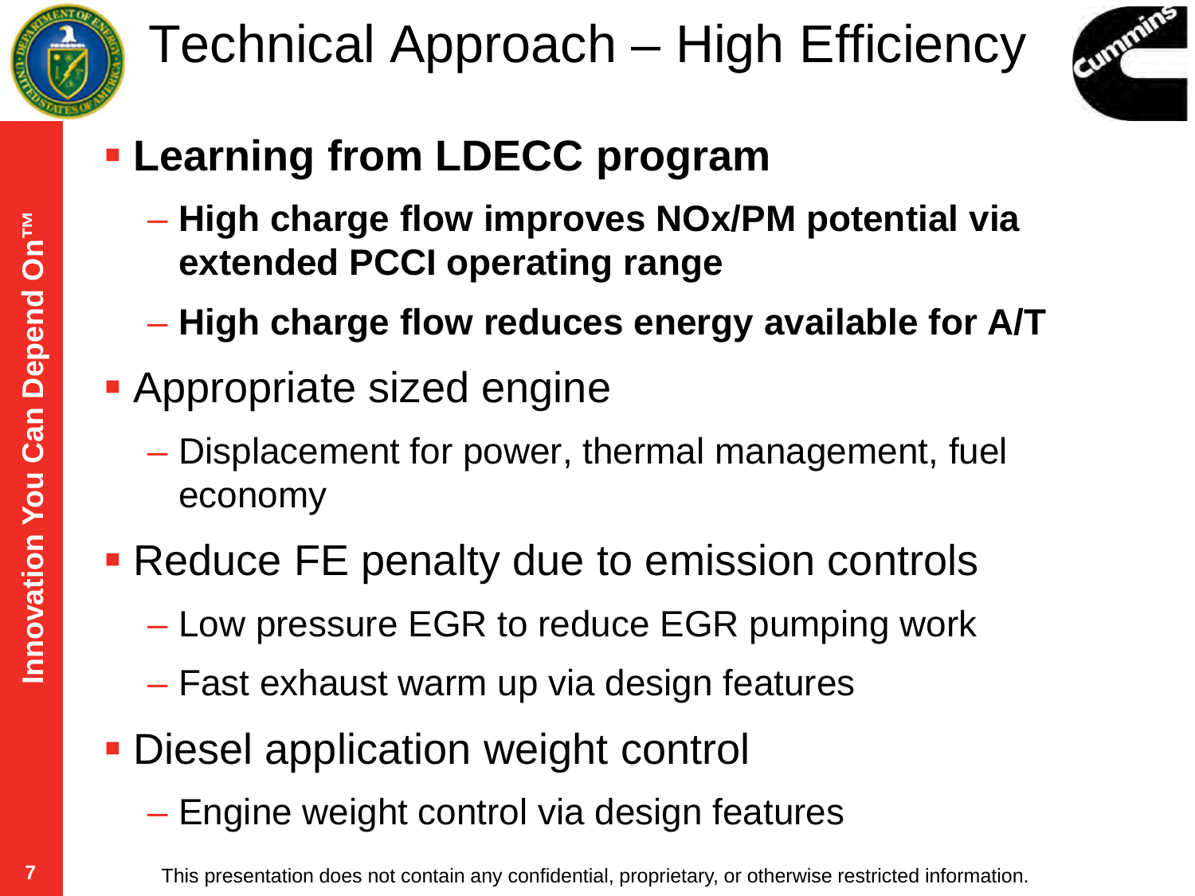# Technical Approach – High Efficiency

- **Learning from LDECC program**
  - **High charge flow improves NOx/PM potential via extended PCCI operating range**
  - **High charge flow reduces energy available for A/T**
- Appropriate sized engine
  - Displacement for power, thermal management, fuel economy
- Reduce FE penalty due to emission controls
  - Low pressure EGR to reduce EGR pumping work
  - Fast exhaust warm up via design features
- Diesel application weight control
  - Engine weight control via design features

This presentation does not contain any confidential, proprietary, or otherwise restricted information.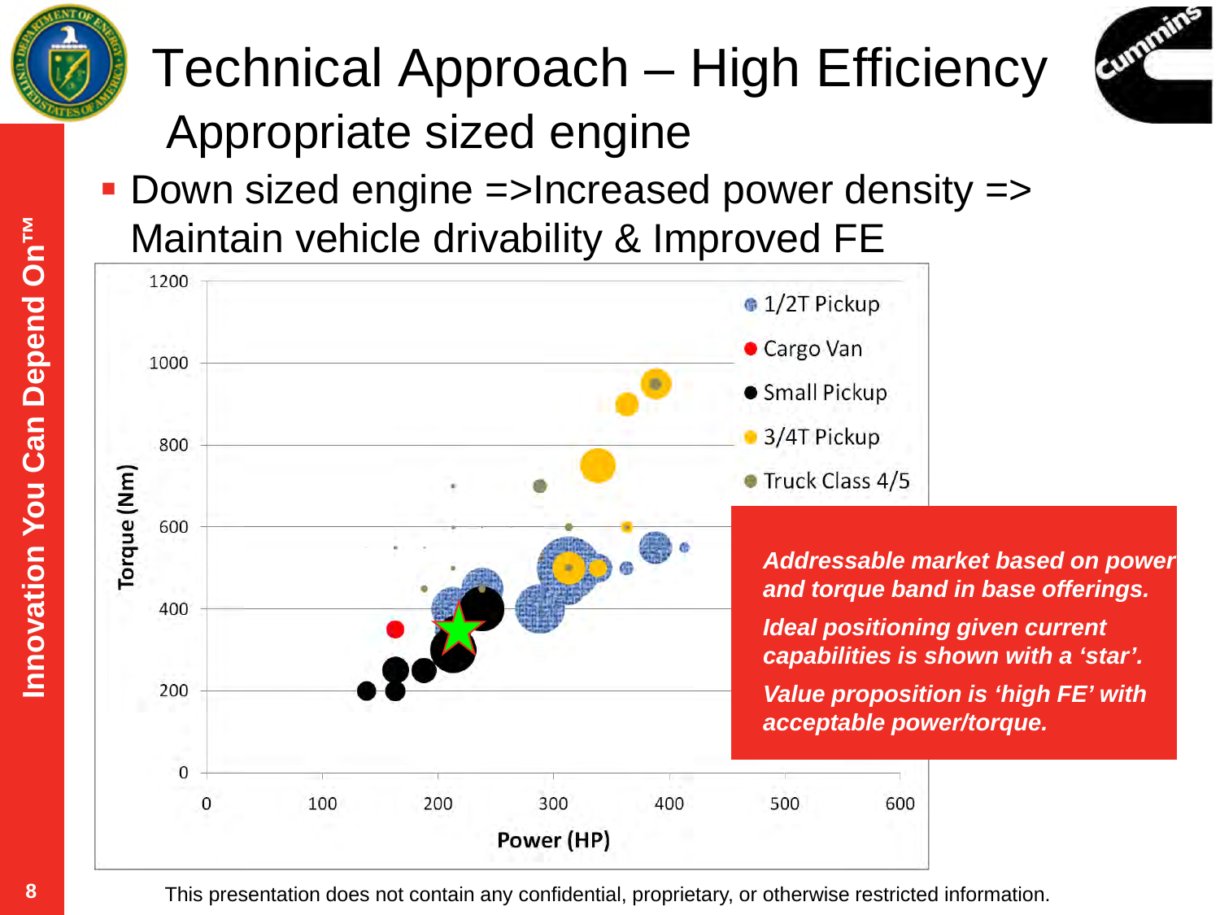# Technical Approach – High Efficiency

## Appropriate sized engine

- Down sized engine =>Increased power density => Maintain vehicle drivability & Improved FE

*Addressable market based on power and torque band in base offerings.*

*Ideal positioning given current capabilities is shown with a 'star'.*

*Value proposition is 'high FE' with acceptable power/torque.*

This presentation does not contain any confidential, proprietary, or otherwise restricted information.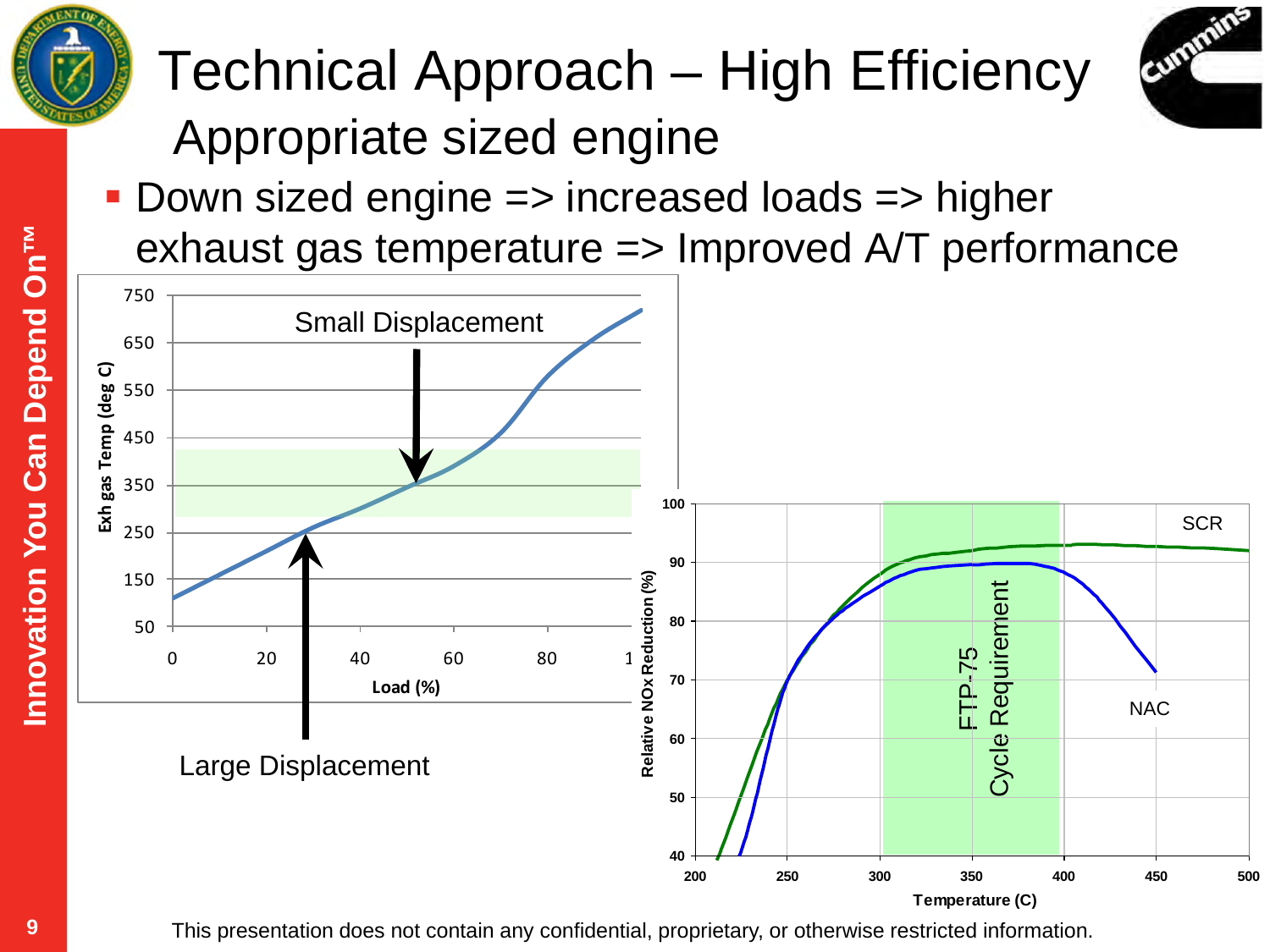# Technical Approach – High Efficiency

## Appropriate sized engine

- Down sized engine => increased loads => higher exhaust gas temperature => Improved A/T performance

Small Displacement

Large Displacement

Exh gas Temp (deg C)

Load (%)

Relative NOx Reduction (%)

Temperature (C)

SCR

NAC

FTP-75 Cycle Requirement

This presentation does not contain any confidential, proprietary, or otherwise restricted information.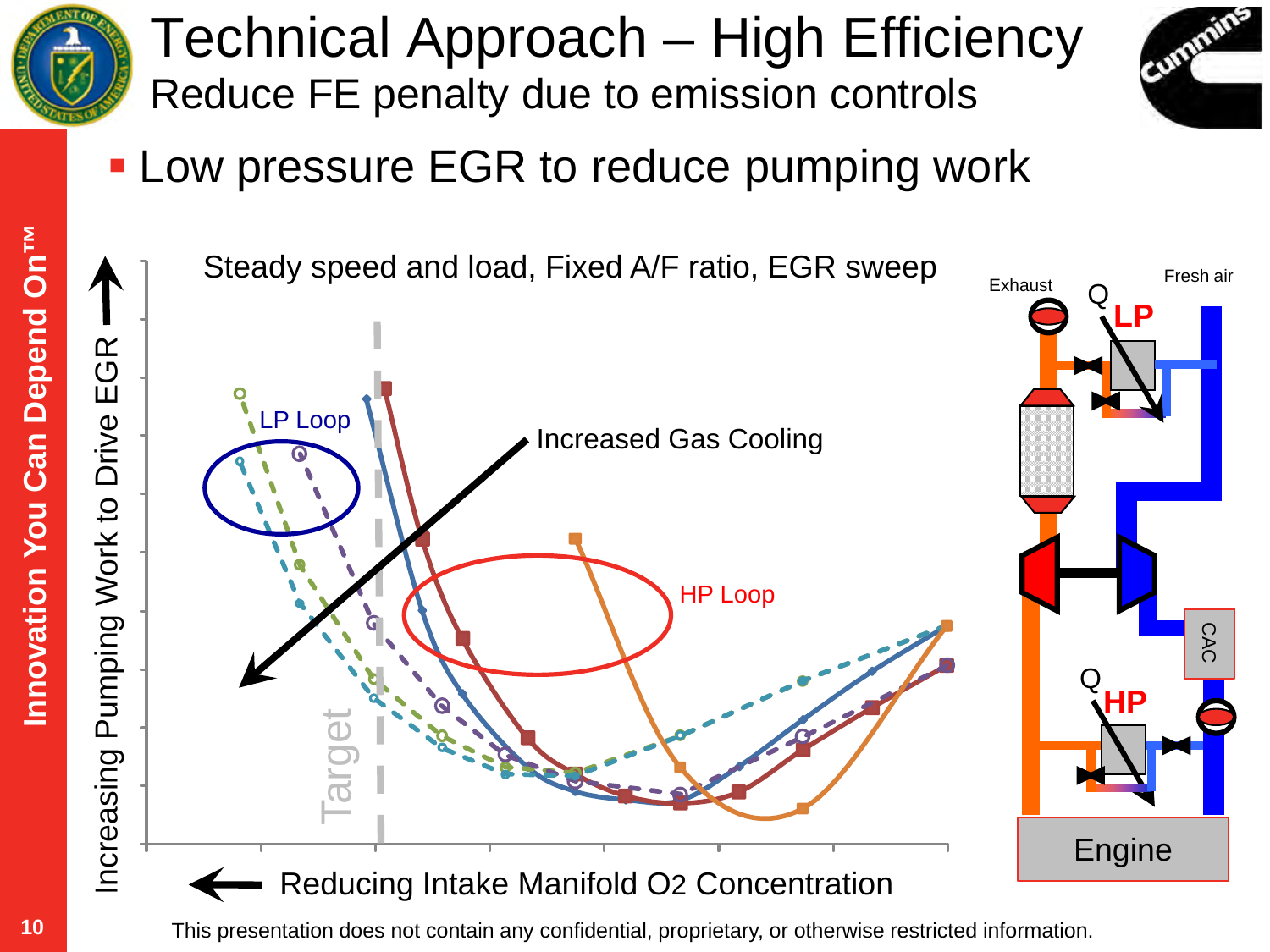# Technical Approach – High Efficiency

## Reduce FE penalty due to emission controls

- Low pressure EGR to reduce pumping work

Steady speed and load, Fixed A/F ratio, EGR sweep

Increasing Pumping Work to Drive EGR

Reducing Intake Manifold O2 Concentration

LP Loop

HP Loop

Increased Gas Cooling

Target

Exhaust

Fresh air

Q LP

Q HP

CAC

Engine

This presentation does not contain any confidential, proprietary, or otherwise restricted information.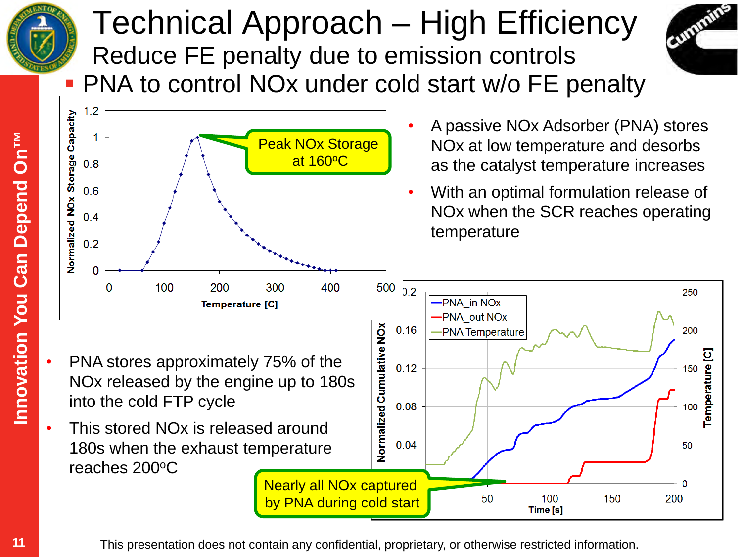# Technical Approach – High Efficiency

## Reduce FE penalty due to emission controls

- PNA to control NOx under cold start w/o FE penalty

Peak NOx Storage at 160°C

- A passive NOx Adsorber (PNA) stores NOx at low temperature and desorbs as the catalyst temperature increases
- With an optimal formulation release of NOx when the SCR reaches operating temperature

- PNA stores approximately 75% of the NOx released by the engine up to 180s into the cold FTP cycle
- This stored NOx is released around 180s when the exhaust temperature reaches 200°C

Nearly all NOx captured by PNA during cold start

This presentation does not contain any confidential, proprietary, or otherwise restricted information.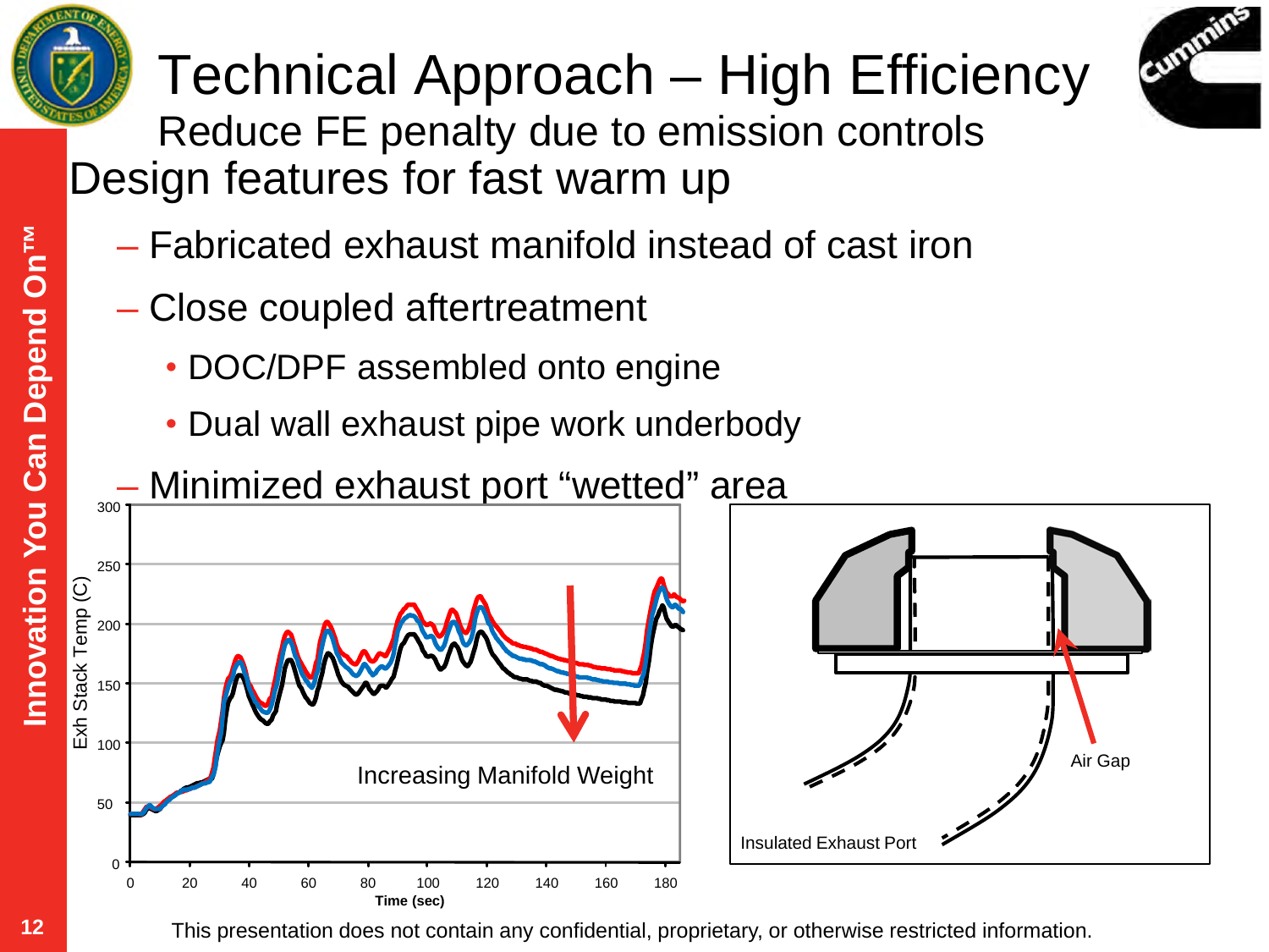# Technical Approach – High Efficiency

## Reduce FE penalty due to emission controls

Design features for fast warm up

- Fabricated exhaust manifold instead of cast iron
- Close coupled aftertreatment
  - DOC/DPF assembled onto engine
  - Dual wall exhaust pipe work underbody
- Minimized exhaust port “wetted” area

This presentation does not contain any confidential, proprietary, or otherwise restricted information.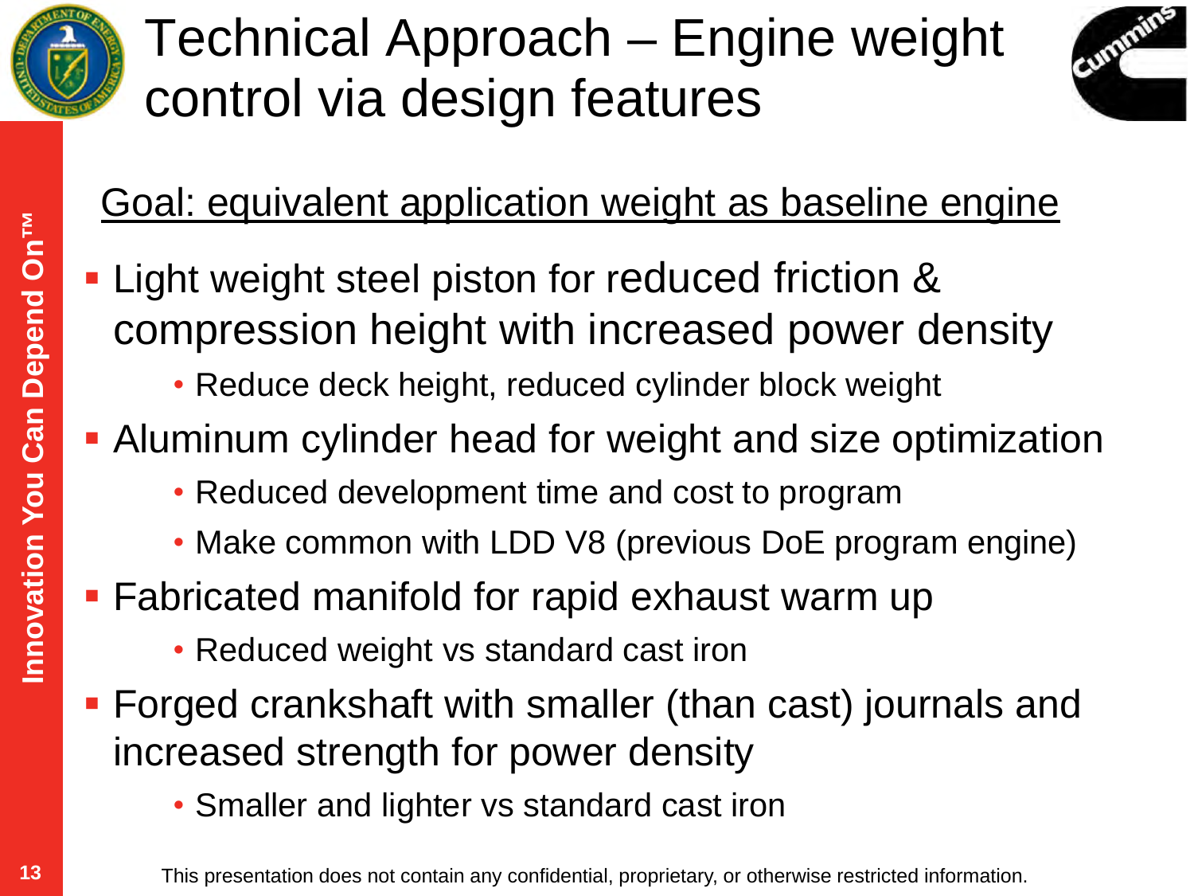# Technical Approach – Engine weight control via design features

<u>Goal: equivalent application weight as baseline engine</u>

- Light weight steel piston for reduced friction & compression height with increased power density
  - Reduce deck height, reduced cylinder block weight
- Aluminum cylinder head for weight and size optimization
  - Reduced development time and cost to program
  - Make common with LDD V8 (previous DoE program engine)
- Fabricated manifold for rapid exhaust warm up
  - Reduced weight vs standard cast iron
- Forged crankshaft with smaller (than cast) journals and increased strength for power density
  - Smaller and lighter vs standard cast iron

This presentation does not contain any confidential, proprietary, or otherwise restricted information.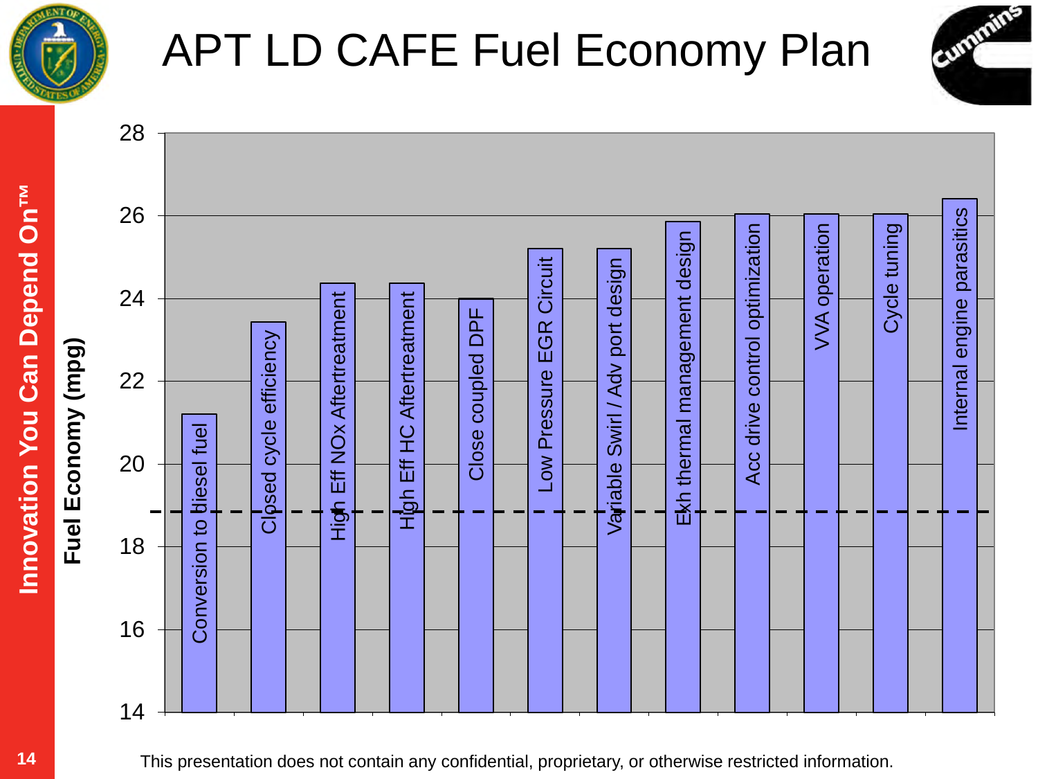# APT LD CAFE Fuel Economy Plan

| Step | Fuel Economy (mpg) |
| --- | --- |
| Conversion to diesel fuel | ~21.2 |
| Closed cycle efficiency | ~23.4 |
| High Eff NOx Aftertreatment | ~24.4 |
| High Eff HC Aftertreatment | ~24.4 |
| Close coupled DPF | ~24.0 |
| Low Pressure EGR Circuit | ~25.2 |
| Variable Swirl / Adv port design | ~25.2 |
| Exh thermal management design | ~25.8 |
| Acc drive control optimization | ~26.0 |
| VVA operation | ~26.0 |
| Cycle tuning | ~26.0 |
| Internal engine parasitics | ~26.4 |

Dashed reference line at ~18.8 mpg.

This presentation does not contain any confidential, proprietary, or otherwise restricted information.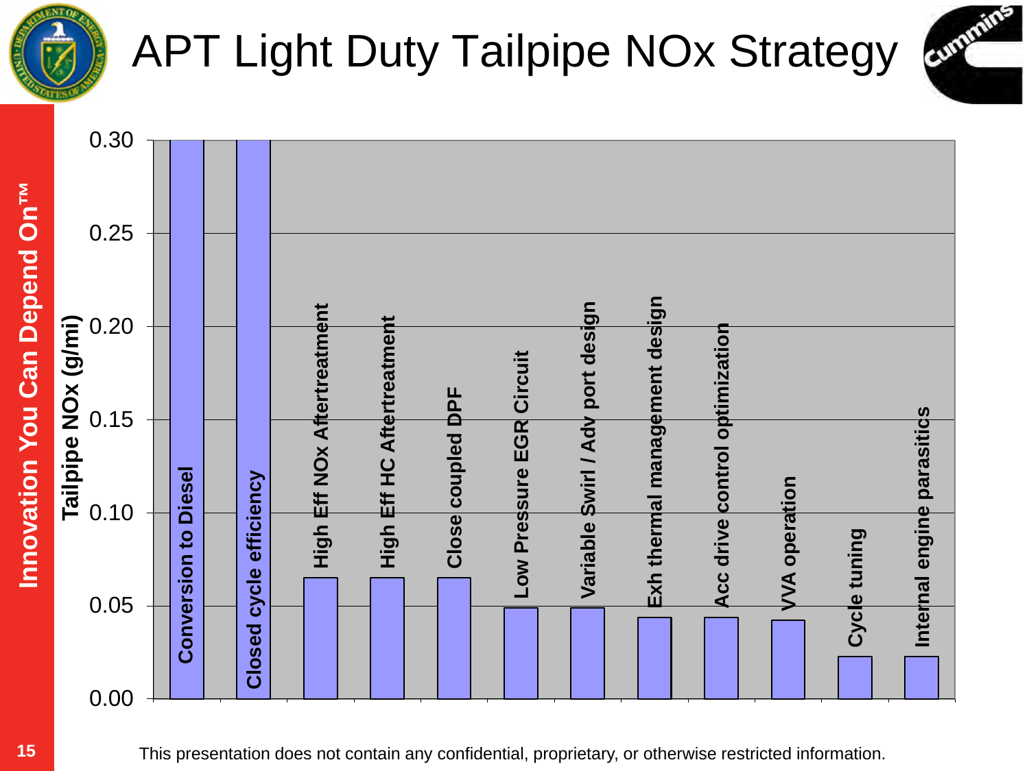# APT Light Duty Tailpipe NOx Strategy

| Strategy | Tailpipe NOx (g/mi) |
|---|---|
| Conversion to Diesel | ≥0.30 |
| Closed cycle efficiency | ≥0.30 |
| High Eff NOx Aftertreatment | ~0.065 |
| High Eff HC Aftertreatment | ~0.065 |
| Close coupled DPF | ~0.065 |
| Low Pressure EGR Circuit | ~0.049 |
| Variable Swirl / Adv port design | ~0.049 |
| Exh thermal management design | ~0.044 |
| Acc drive control optimization | ~0.044 |
| VVA operation | ~0.042 |
| Cycle tuning | ~0.023 |
| Internal engine parasitics | ~0.023 |

This presentation does not contain any confidential, proprietary, or otherwise restricted information.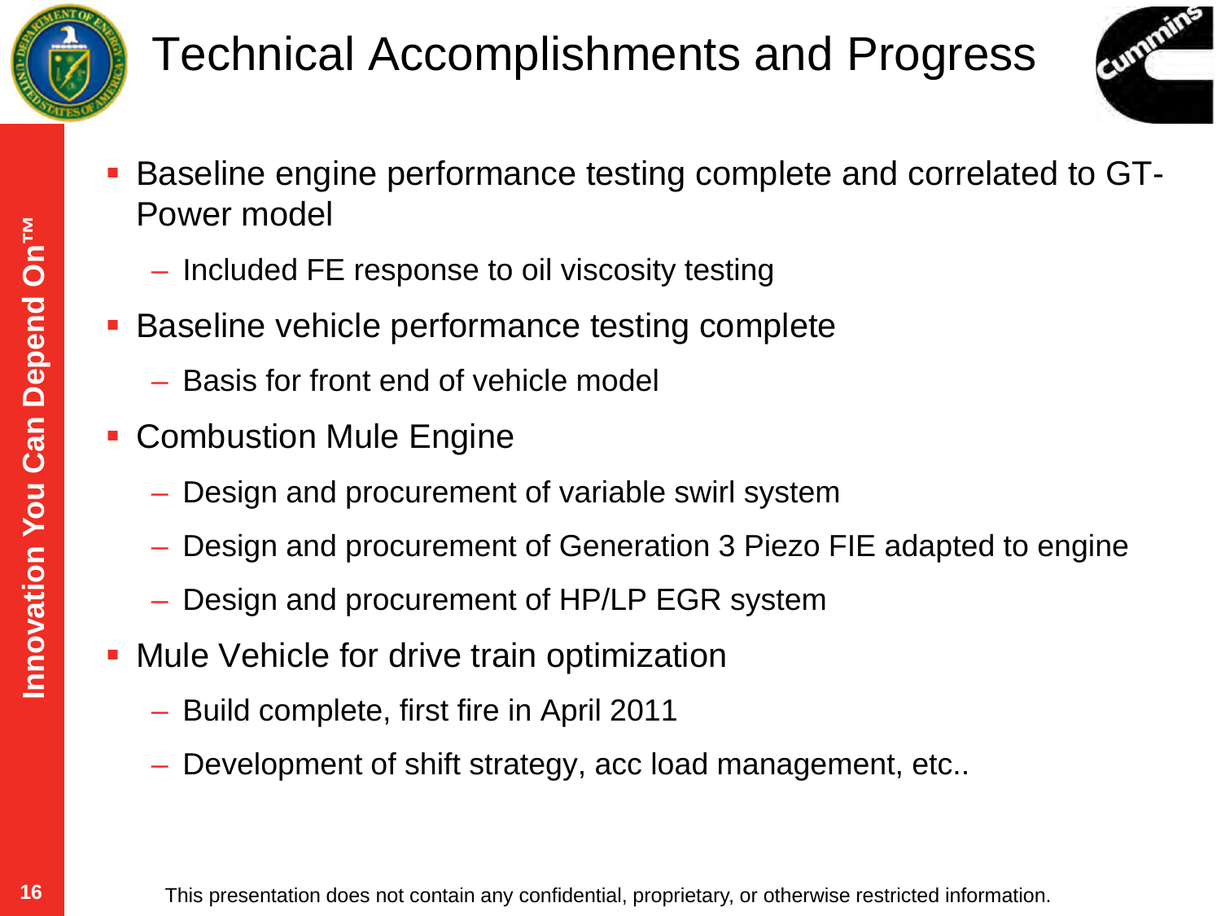# Technical Accomplishments and Progress

- Baseline engine performance testing complete and correlated to GT-Power model
  - Included FE response to oil viscosity testing
- Baseline vehicle performance testing complete
  - Basis for front end of vehicle model
- Combustion Mule Engine
  - Design and procurement of variable swirl system
  - Design and procurement of Generation 3 Piezo FIE adapted to engine
  - Design and procurement of HP/LP EGR system
- Mule Vehicle for drive train optimization
  - Build complete, first fire in April 2011
  - Development of shift strategy, acc load management, etc..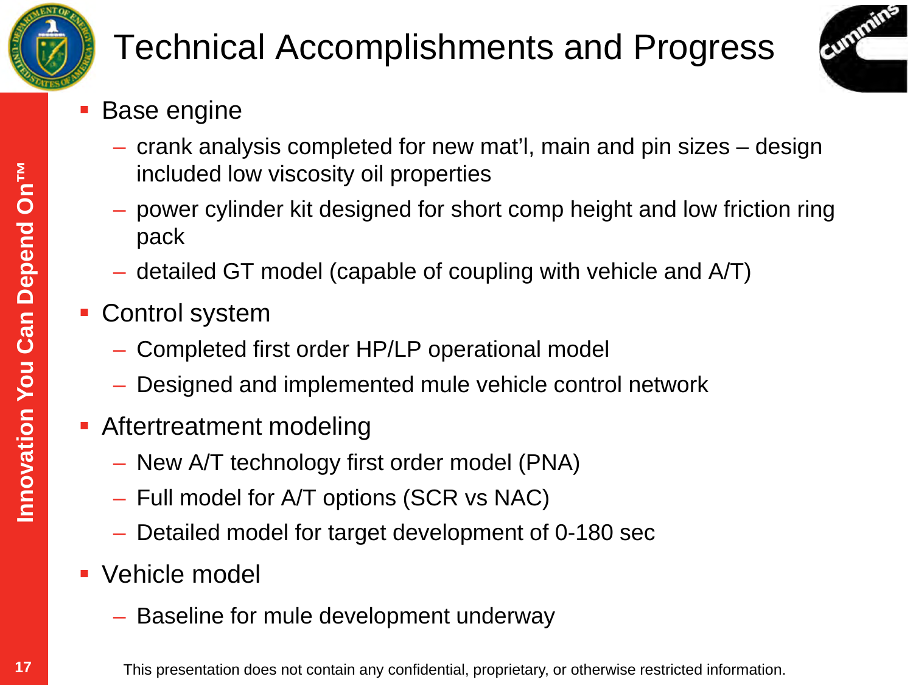# Technical Accomplishments and Progress

- Base engine
  - crank analysis completed for new mat'l, main and pin sizes – design included low viscosity oil properties
  - power cylinder kit designed for short comp height and low friction ring pack
  - detailed GT model (capable of coupling with vehicle and A/T)
- Control system
  - Completed first order HP/LP operational model
  - Designed and implemented mule vehicle control network
- Aftertreatment modeling
  - New A/T technology first order model (PNA)
  - Full model for A/T options (SCR vs NAC)
  - Detailed model for target development of 0-180 sec
- Vehicle model
  - Baseline for mule development underway

This presentation does not contain any confidential, proprietary, or otherwise restricted information.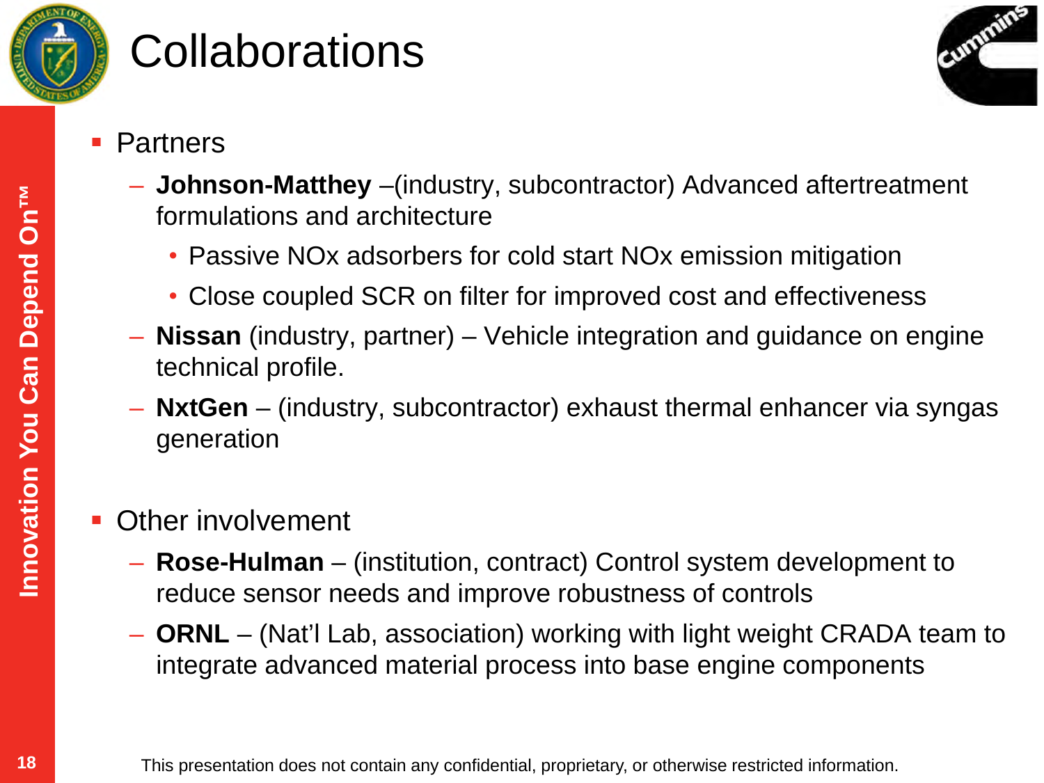# Collaborations

- Partners
  - **Johnson-Matthey** –(industry, subcontractor) Advanced aftertreatment formulations and architecture
    - Passive NOx adsorbers for cold start NOx emission mitigation
    - Close coupled SCR on filter for improved cost and effectiveness
  - **Nissan** (industry, partner) – Vehicle integration and guidance on engine technical profile.
  - **NxtGen** – (industry, subcontractor) exhaust thermal enhancer via syngas generation

- Other involvement
  - **Rose-Hulman** – (institution, contract) Control system development to reduce sensor needs and improve robustness of controls
  - **ORNL** – (Nat'l Lab, association) working with light weight CRADA team to integrate advanced material process into base engine components

This presentation does not contain any confidential, proprietary, or otherwise restricted information.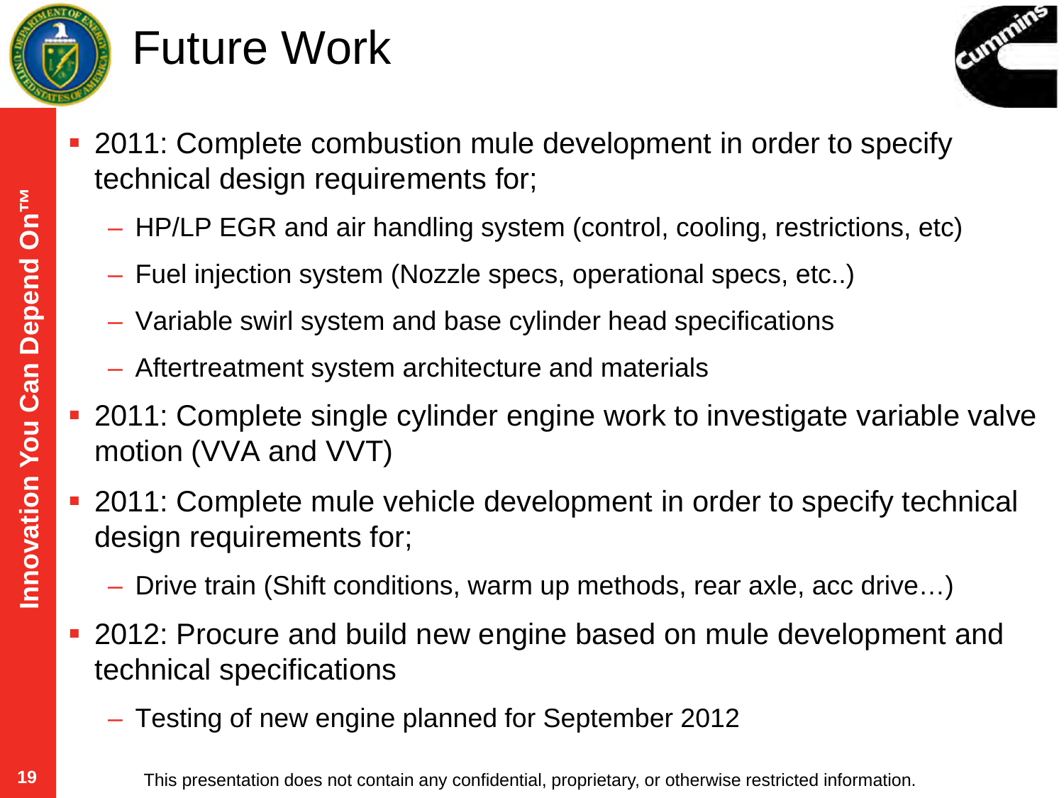# Future Work

- 2011: Complete combustion mule development in order to specify technical design requirements for;
  - HP/LP EGR and air handling system (control, cooling, restrictions, etc)
  - Fuel injection system (Nozzle specs, operational specs, etc..)
  - Variable swirl system and base cylinder head specifications
  - Aftertreatment system architecture and materials
- 2011: Complete single cylinder engine work to investigate variable valve motion (VVA and VVT)
- 2011: Complete mule vehicle development in order to specify technical design requirements for;
  - Drive train (Shift conditions, warm up methods, rear axle, acc drive…)
- 2012: Procure and build new engine based on mule development and technical specifications
  - Testing of new engine planned for September 2012

This presentation does not contain any confidential, proprietary, or otherwise restricted information.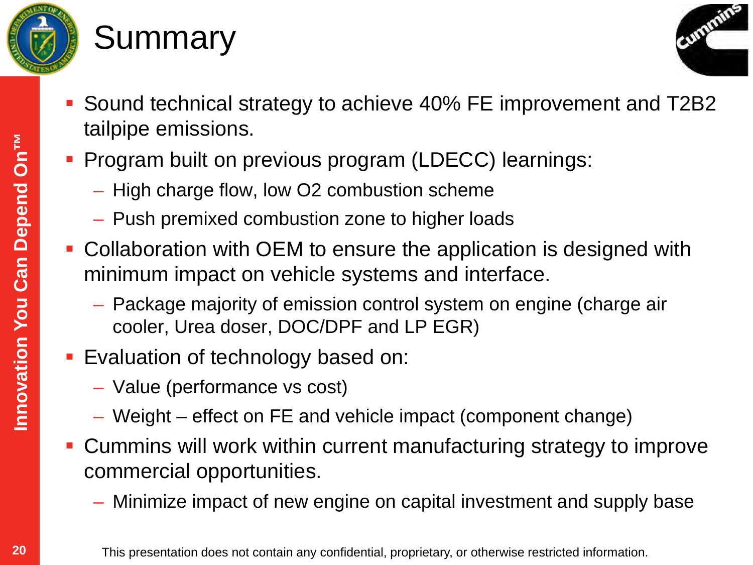# Summary

- Sound technical strategy to achieve 40% FE improvement and T2B2 tailpipe emissions.
- Program built on previous program (LDECC) learnings:
  - High charge flow, low O2 combustion scheme
  - Push premixed combustion zone to higher loads
- Collaboration with OEM to ensure the application is designed with minimum impact on vehicle systems and interface.
  - Package majority of emission control system on engine (charge air cooler, Urea doser, DOC/DPF and LP EGR)
- Evaluation of technology based on:
  - Value (performance vs cost)
  - Weight – effect on FE and vehicle impact (component change)
- Cummins will work within current manufacturing strategy to improve commercial opportunities.
  - Minimize impact of new engine on capital investment and supply base

This presentation does not contain any confidential, proprietary, or otherwise restricted information.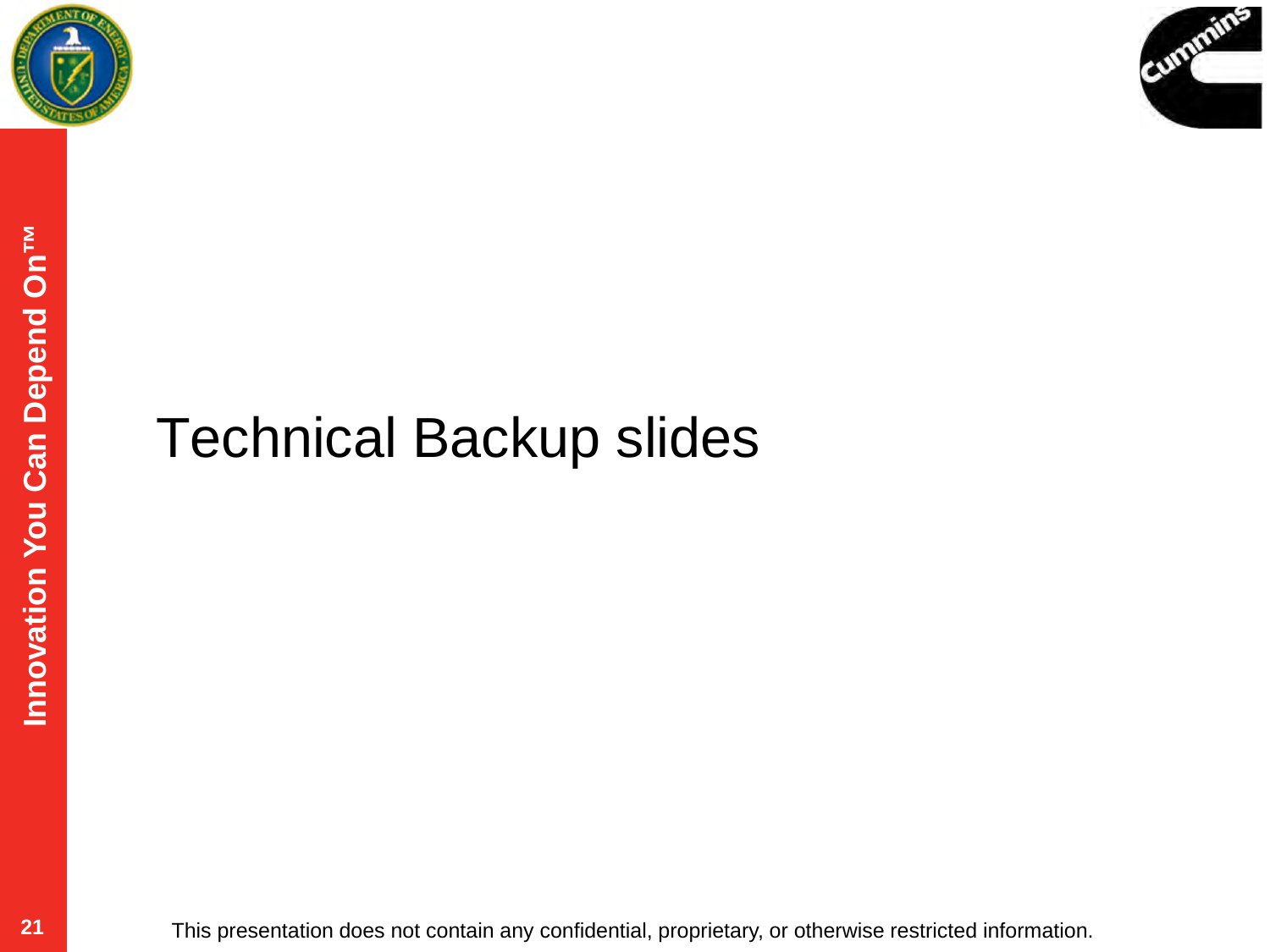# Technical Backup slides

This presentation does not contain any confidential, proprietary, or otherwise restricted information.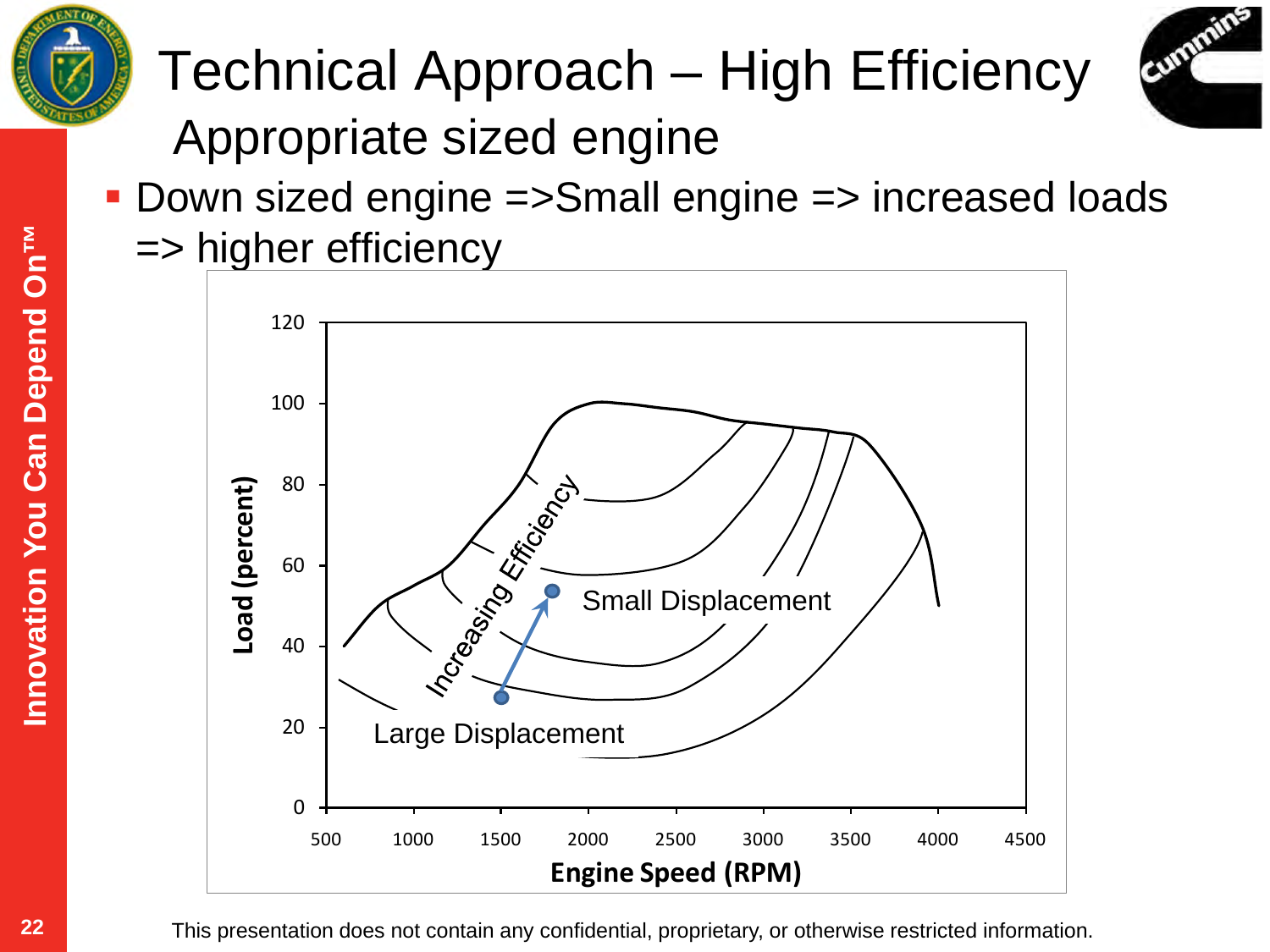# Technical Approach – High Efficiency

## Appropriate sized engine

- Down sized engine =>Small engine => increased loads => higher efficiency

Load (percent)

Engine Speed (RPM)

Increasing Efficiency

Small Displacement

Large Displacement

This presentation does not contain any confidential, proprietary, or otherwise restricted information.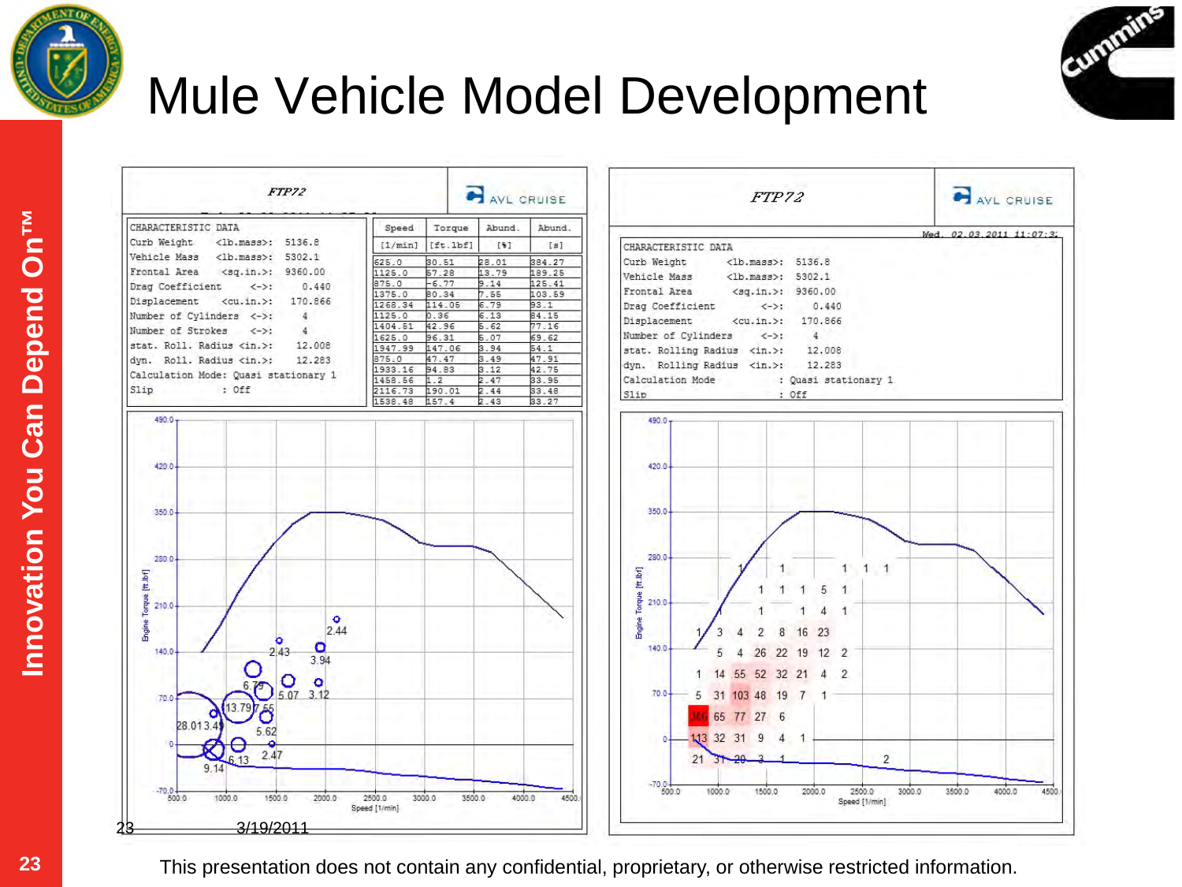# Mule Vehicle Model Development

## FTP72 — AVL CRUISE

| CHARACTERISTIC DATA | | |
|---|---|---|
| Curb Weight | <lb.mass>: | 5136.8 |
| Vehicle Mass | <lb.mass>: | 5302.1 |
| Frontal Area | <sq.in.>: | 9360.00 |
| Drag Coefficient | <->: | 0.440 |
| Displacement | <cu.in.>: | 170.866 |
| Number of Cylinders | <->: | 4 |
| Number of Strokes | <->: | 4 |
| stat. Roll. Radius | <in.>: | 12.008 |
| dyn. Roll. Radius | <in.>: | 12.283 |
| Calculation Mode: | Quasi stationary 1 | |
| Slip | : Off | |

| Speed [1/min] | Torque [ft.lbf] | Abund. [%] | Abund. [s] |
|---|---|---|---|
| 625.0 | 30.51 | 28.01 | 384.27 |
| 1125.0 | 57.28 | 13.79 | 189.25 |
| 875.0 | -6.77 | 9.14 | 125.41 |
| 1375.0 | 80.34 | 7.55 | 103.59 |
| 1268.34 | 114.05 | 6.79 | 93.1 |
| 1125.0 | 0.36 | 6.13 | 84.15 |
| 1404.51 | 42.96 | 5.62 | 77.16 |
| 1625.0 | 96.31 | 5.07 | 69.62 |
| 1947.99 | 147.06 | 3.94 | 54.1 |
| 875.0 | 47.47 | 3.49 | 47.91 |
| 1933.16 | 94.83 | 3.12 | 42.75 |
| 1458.56 | 1.2 | 2.47 | 33.95 |
| 2116.73 | 190.01 | 2.44 | 33.48 |
| 1538.48 | 157.4 | 2.43 | 33.27 |

## FTP72 — AVL CRUISE

Wed. 02.03.2011 11:07:3

| CHARACTERISTIC DATA | | |
|---|---|---|
| Curb Weight | <lb.mass>: | 5136.8 |
| Vehicle Mass | <lb.mass>: | 5302.1 |
| Frontal Area | <sq.in.>: | 9360.00 |
| Drag Coefficient | <->: | 0.440 |
| Displacement | <cu.in.>: | 170.866 |
| Number of Cylinders | <->: | 4 |
| stat. Rolling Radius | <in.>: | 12.008 |
| dyn. Rolling Radius | <in.>: | 12.283 |
| Calculation Mode | : Quasi stationary 1 | |
| Slip | : Off | |

3/19/2011

This presentation does not contain any confidential, proprietary, or otherwise restricted information.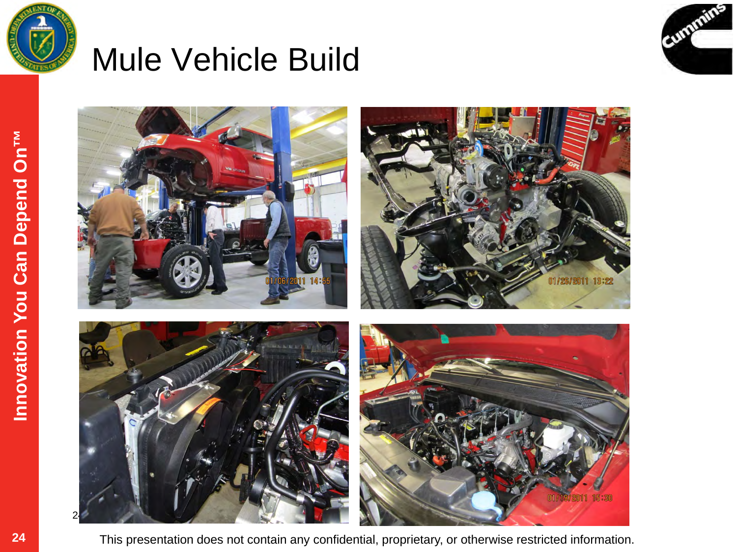# Mule Vehicle Build

This presentation does not contain any confidential, proprietary, or otherwise restricted information.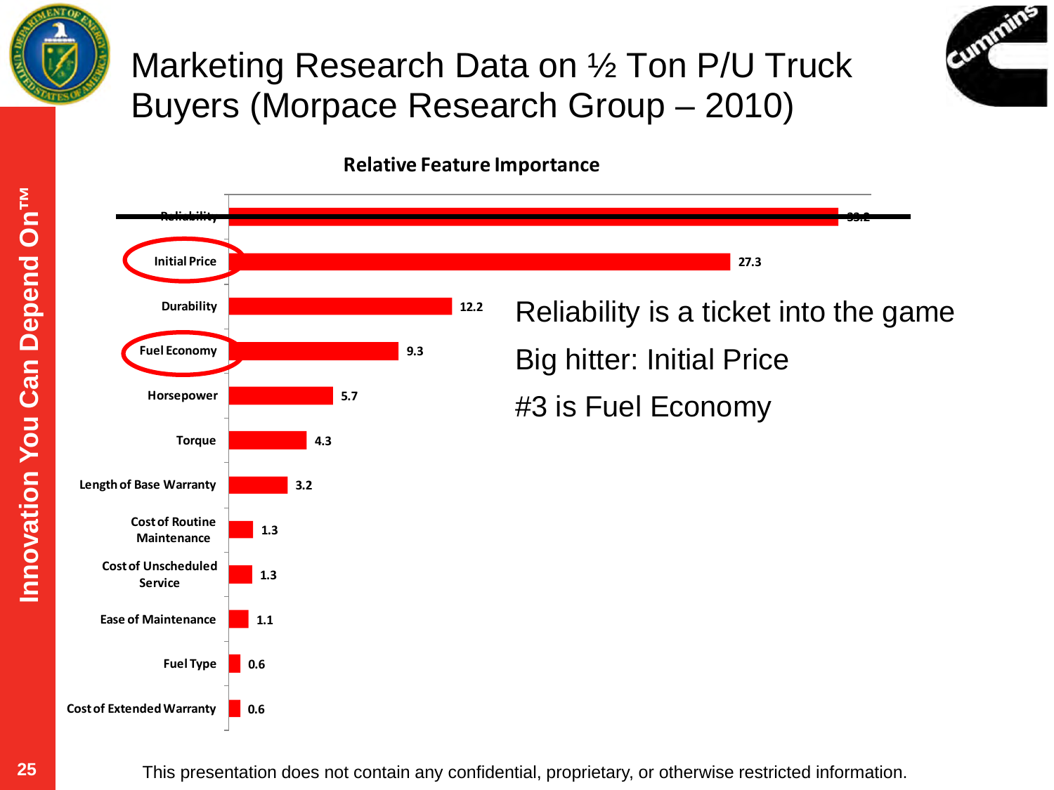# Marketing Research Data on ½ Ton P/U Truck Buyers (Morpace Research Group – 2010)

**Relative Feature Importance**

| Feature | Importance |
|---|---|
| Reliability | 33.2 |
| Initial Price | 27.3 |
| Durability | 12.2 |
| Fuel Economy | 9.3 |
| Horsepower | 5.7 |
| Torque | 4.3 |
| Length of Base Warranty | 3.2 |
| Cost of Routine Maintenance | 1.3 |
| Cost of Unscheduled Service | 1.3 |
| Ease of Maintenance | 1.1 |
| Fuel Type | 0.6 |
| Cost of Extended Warranty | 0.6 |

Reliability is a ticket into the game

Big hitter: Initial Price

#3 is Fuel Economy

This presentation does not contain any confidential, proprietary, or otherwise restricted information.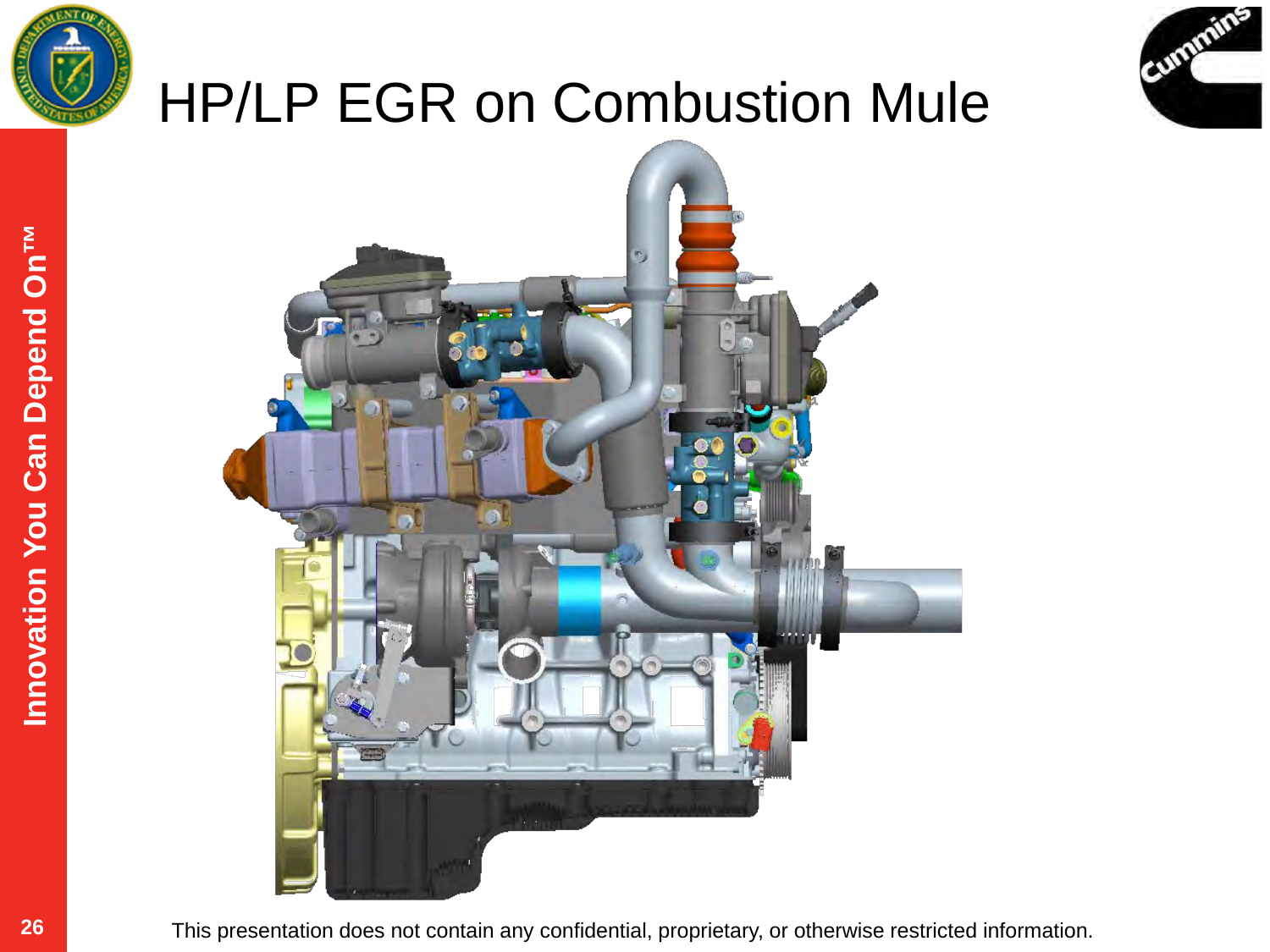# HP/LP EGR on Combustion Mule

This presentation does not contain any confidential, proprietary, or otherwise restricted information.